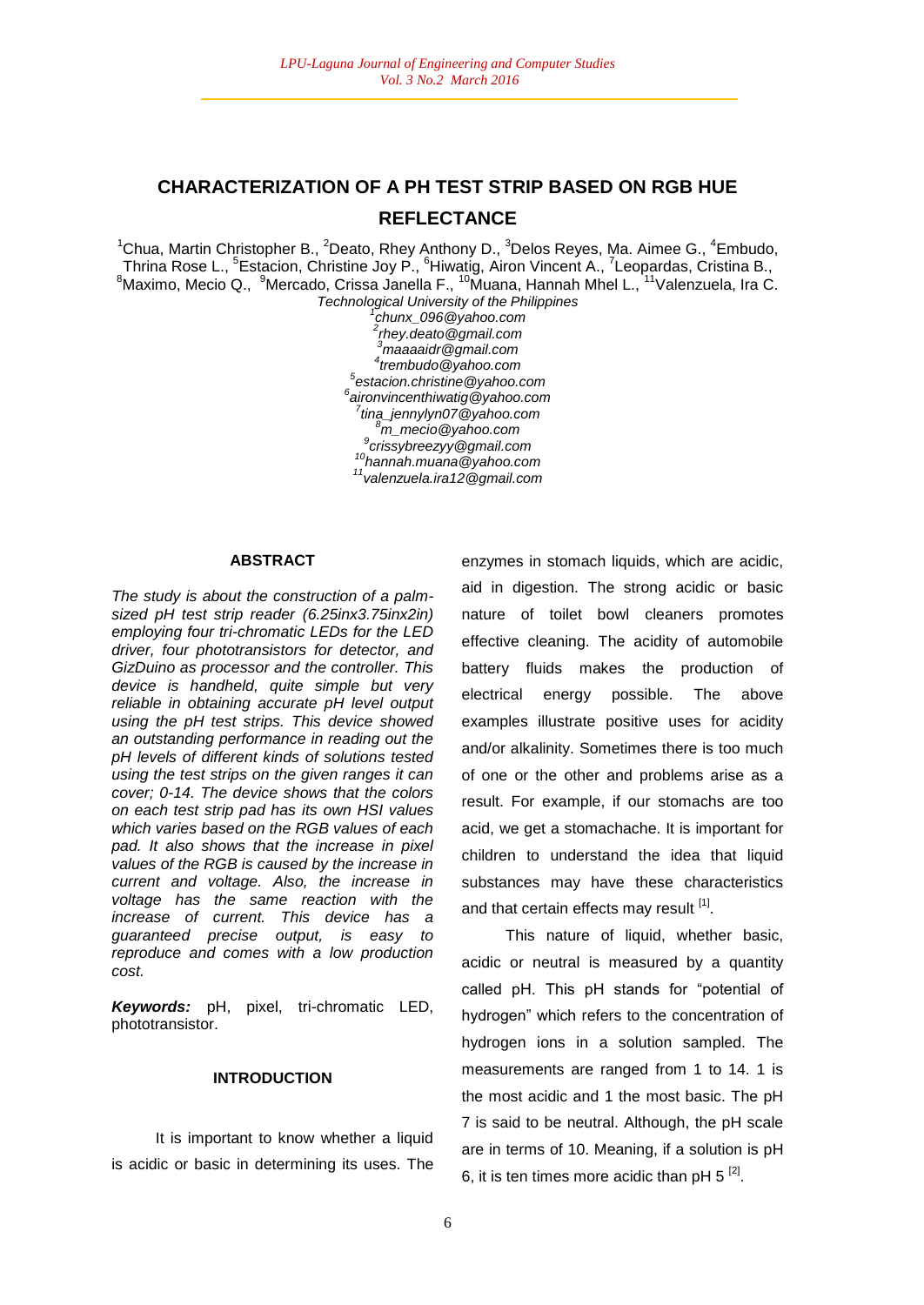# CHARACTERIZATION OF A PH TEST STRIP BASED ON RGB HUE REFLECTANCE

[1]Chua, Martin Christopher B., [2]Deato, Rhey Anthony D., [3]Delos Reyes, Ma. Aimee G., [4]Embudo, Thrina Rose L., [5]Estacion, Christine Joy P., [6]Hiwatig, Airon Vincent A., [7]Leopardas, Cristina B., [8]Maximo, Mecio Q., [9]Mercado, Crissa Janella F., [10]Muana, Hannah Mhel L., [11]Valenzuela, Ira C.

*Technological University of the Philippines*

*[1]chunx_096@yahoo.com*
*[2]rhey.deato@gmail.com*
*[3]maaaaidr@gmail.com*
*[4]trembudo@yahoo.com*
*[5]estacion.christine@yahoo.com*
*[6]aironvincenthiwatig@yahoo.com*
*[7]tina_jennylyn07@yahoo.com*
*[8]m_mecio@yahoo.com*
*[9]crissybreezyy@gmail.com*
*[10]hannah.muana@yahoo.com*
*[11]valenzuela.ira12@gmail.com*

## ABSTRACT

*The study is about the construction of a palm-sized pH test strip reader (6.25inx3.75inx2in) employing four tri-chromatic LEDs for the LED driver, four phototransistors for detector, and GizDuino as processor and the controller. This device is handheld, quite simple but very reliable in obtaining accurate pH level output using the pH test strips. This device showed an outstanding performance in reading out the pH levels of different kinds of solutions tested using the test strips on the given ranges it can cover; 0-14. The device shows that the colors on each test strip pad has its own HSI values which varies based on the RGB values of each pad. It also shows that the increase in pixel values of the RGB is caused by the increase in current and voltage. Also, the increase in voltage has the same reaction with the increase of current. This device has a guaranteed precise output, is easy to reproduce and comes with a low production cost.*

***Keywords:*** pH, pixel, tri-chromatic LED, phototransistor.

## INTRODUCTION

It is important to know whether a liquid is acidic or basic in determining its uses. The enzymes in stomach liquids, which are acidic, aid in digestion. The strong acidic or basic nature of toilet bowl cleaners promotes effective cleaning. The acidity of automobile battery fluids makes the production of electrical energy possible. The above examples illustrate positive uses for acidity and/or alkalinity. Sometimes there is too much of one or the other and problems arise as a result. For example, if our stomachs are too acid, we get a stomachache. It is important for children to understand the idea that liquid substances may have these characteristics and that certain effects may result [1].

This nature of liquid, whether basic, acidic or neutral is measured by a quantity called pH. This pH stands for "potential of hydrogen" which refers to the concentration of hydrogen ions in a solution sampled. The measurements are ranged from 1 to 14. 1 is the most acidic and 1 the most basic. The pH 7 is said to be neutral. Although, the pH scale are in terms of 10. Meaning, if a solution is pH 6, it is ten times more acidic than pH 5 [2].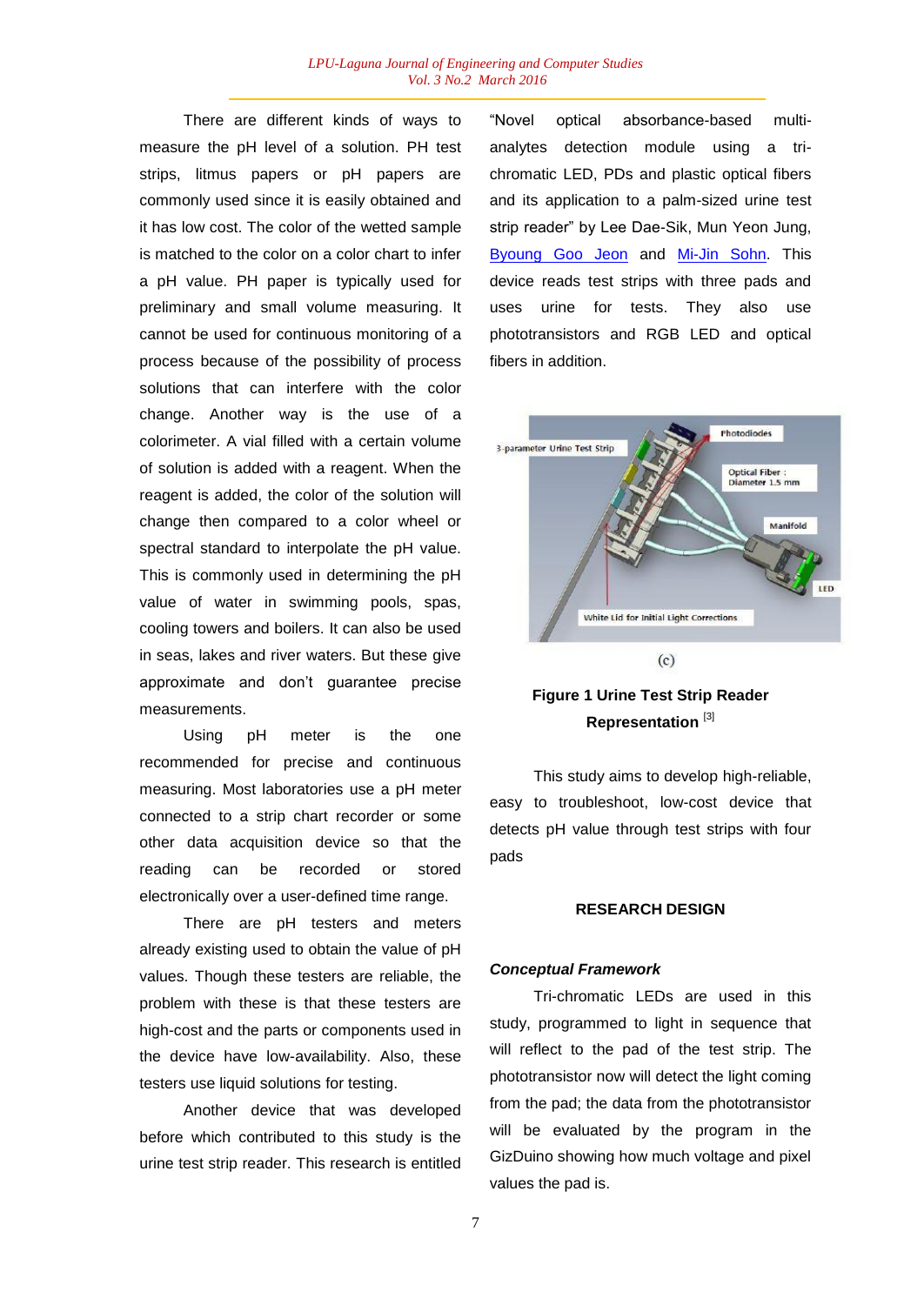There are different kinds of ways to measure the pH level of a solution. PH test strips, litmus papers or pH papers are commonly used since it is easily obtained and it has low cost. The color of the wetted sample is matched to the color on a color chart to infer a pH value. PH paper is typically used for preliminary and small volume measuring. It cannot be used for continuous monitoring of a process because of the possibility of process solutions that can interfere with the color change. Another way is the use of a colorimeter. A vial filled with a certain volume of solution is added with a reagent. When the reagent is added, the color of the solution will change then compared to a color wheel or spectral standard to interpolate the pH value. This is commonly used in determining the pH value of water in swimming pools, spas, cooling towers and boilers. It can also be used in seas, lakes and river waters. But these give approximate and don't guarantee precise measurements.

Using pH meter is the one recommended for precise and continuous measuring. Most laboratories use a pH meter connected to a strip chart recorder or some other data acquisition device so that the reading can be recorded or stored electronically over a user-defined time range.

There are pH testers and meters already existing used to obtain the value of pH values. Though these testers are reliable, the problem with these is that these testers are high-cost and the parts or components used in the device have low-availability. Also, these testers use liquid solutions for testing.

Another device that was developed before which contributed to this study is the urine test strip reader. This research is entitled "Novel optical absorbance-based multi-analytes detection module using a tri-chromatic LED, PDs and plastic optical fibers and its application to a palm-sized urine test strip reader" by Lee Dae-Sik, Mun Yeon Jung, Byoung Goo Jeon and Mi-Jin Sohn. This device reads test strips with three pads and uses urine for tests. They also use phototransistors and RGB LED and optical fibers in addition.

(c)

**Figure 1 Urine Test Strip Reader Representation** [3]

This study aims to develop high-reliable, easy to troubleshoot, low-cost device that detects pH value through test strips with four pads

## RESEARCH DESIGN

### *Conceptual Framework*

Tri-chromatic LEDs are used in this study, programmed to light in sequence that will reflect to the pad of the test strip. The phototransistor now will detect the light coming from the pad; the data from the phototransistor will be evaluated by the program in the GizDuino showing how much voltage and pixel values the pad is.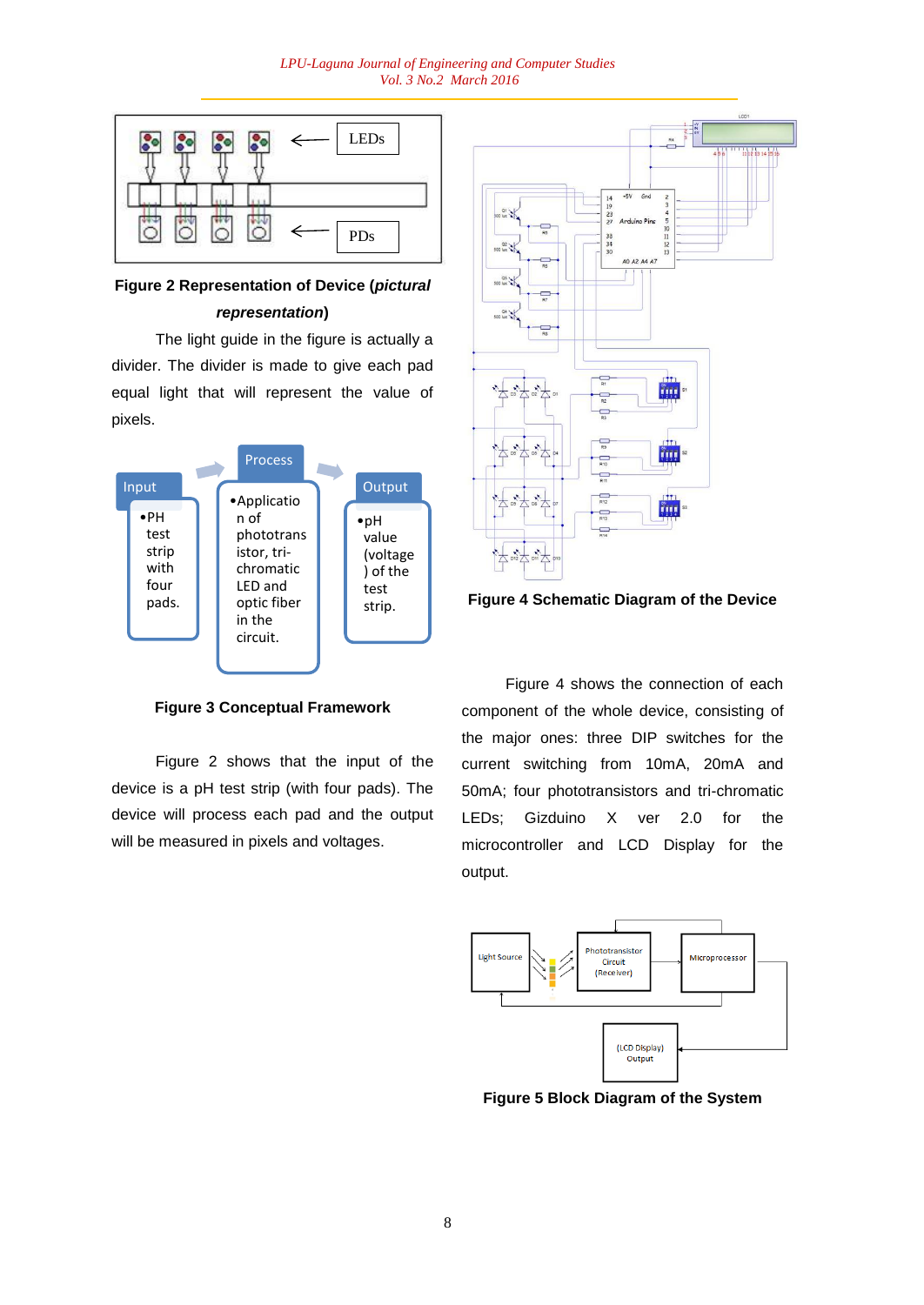**Figure 2 Representation of Device (*pictural representation*)**

The light guide in the figure is actually a divider. The divider is made to give each pad equal light that will represent the value of pixels.

Input
- PH test strip with four pads.

Process
- Application of phototransistor, tri-chromatic LED and optic fiber in the circuit.

Output
- pH value (voltage) of the test strip.

**Figure 3 Conceptual Framework**

Figure 2 shows that the input of the device is a pH test strip (with four pads). The device will process each pad and the output will be measured in pixels and voltages.

**Figure 4 Schematic Diagram of the Device**

Figure 4 shows the connection of each component of the whole device, consisting of the major ones: three DIP switches for the current switching from 10mA, 20mA and 50mA; four phototransistors and tri-chromatic LEDs; Gizduino X ver 2.0 for the microcontroller and LCD Display for the output.

**Figure 5 Block Diagram of the System**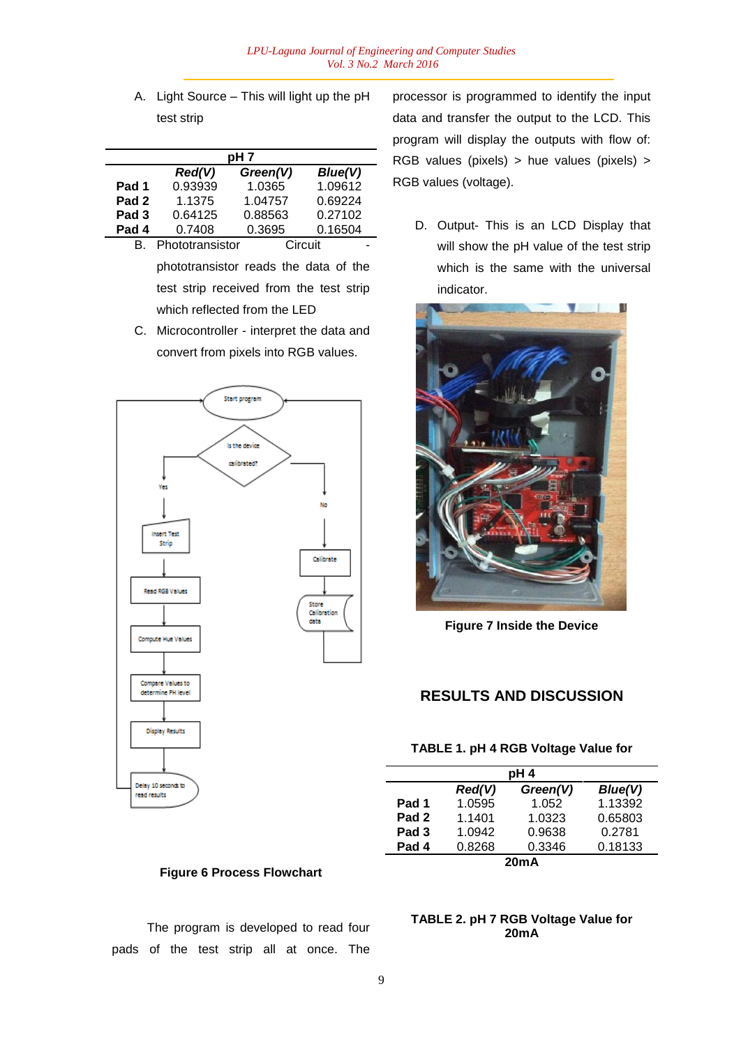A. Light Source – This will light up the pH test strip

| pH 7 | | | |
|---|---|---|---|
| | ***Red(V)*** | ***Green(V)*** | ***Blue(V)*** |
| **Pad 1** | 0.93939 | 1.0365 | 1.09612 |
| **Pad 2** | 1.1375 | 1.04757 | 0.69224 |
| **Pad 3** | 0.64125 | 0.88563 | 0.27102 |
| **Pad 4** | 0.7408 | 0.3695 | 0.16504 |

B. Phototransistor Circuit - phototransistor reads the data of the test strip received from the test strip which reflected from the LED

C. Microcontroller - interpret the data and convert from pixels into RGB values.

**Figure 6 Process Flowchart**

The program is developed to read four pads of the test strip all at once. The processor is programmed to identify the input data and transfer the output to the LCD. This program will display the outputs with flow of: RGB values (pixels) > hue values (pixels) > RGB values (voltage).

D. Output- This is an LCD Display that will show the pH value of the test strip which is the same with the universal indicator.

**Figure 7 Inside the Device**

## RESULTS AND DISCUSSION

**TABLE 1. pH 4 RGB Voltage Value for 20mA**

| pH 4 | | | |
|---|---|---|---|
| | ***Red(V)*** | ***Green(V)*** | ***Blue(V)*** |
| **Pad 1** | 1.0595 | 1.052 | 1.13392 |
| **Pad 2** | 1.1401 | 1.0323 | 0.65803 |
| **Pad 3** | 1.0942 | 0.9638 | 0.2781 |
| **Pad 4** | 0.8268 | 0.3346 | 0.18133 |

**TABLE 2. pH 7 RGB Voltage Value for 20mA**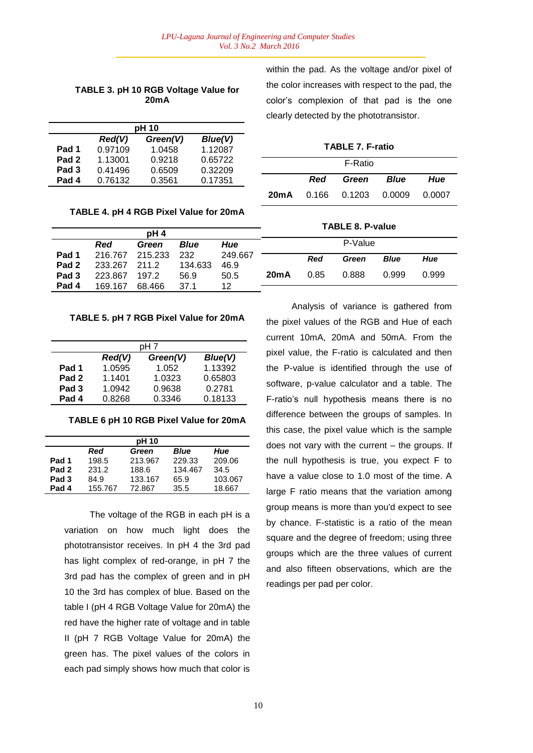**TABLE 3. pH 10 RGB Voltage Value for 20mA**

| pH 10 | | | |
|---|---|---|---|
| | ***Red(V)*** | ***Green(V)*** | ***Blue(V)*** |
| **Pad 1** | 0.97109 | 1.0458 | 1.12087 |
| **Pad 2** | 1.13001 | 0.9218 | 0.65722 |
| **Pad 3** | 0.41496 | 0.6509 | 0.32209 |
| **Pad 4** | 0.76132 | 0.3561 | 0.17351 |

**TABLE 4. pH 4 RGB Pixel Value for 20mA**

| pH 4 | | | | |
|---|---|---|---|---|
| | ***Red*** | ***Green*** | ***Blue*** | ***Hue*** |
| **Pad 1** | 216.767 | 215.233 | 232 | 249.667 |
| **Pad 2** | 233.267 | 211.2 | 134.633 | 46.9 |
| **Pad 3** | 223.867 | 197.2 | 56.9 | 50.5 |
| **Pad 4** | 169.167 | 68.466 | 37.1 | 12 |

**TABLE 5. pH 7 RGB Pixel Value for 20mA**

| pH 7 | | | |
|---|---|---|---|
| | ***Red(V)*** | ***Green(V)*** | ***Blue(V)*** |
| **Pad 1** | 1.0595 | 1.052 | 1.13392 |
| **Pad 2** | 1.1401 | 1.0323 | 0.65803 |
| **Pad 3** | 1.0942 | 0.9638 | 0.2781 |
| **Pad 4** | 0.8268 | 0.3346 | 0.18133 |

**TABLE 6 pH 10 RGB Pixel Value for 20mA**

| pH 10 | | | | |
|---|---|---|---|---|
| | ***Red*** | ***Green*** | ***Blue*** | ***Hue*** |
| **Pad 1** | 198.5 | 213.967 | 229.33 | 209.06 |
| **Pad 2** | 231.2 | 188.6 | 134.467 | 34.5 |
| **Pad 3** | 84.9 | 133.167 | 65.9 | 103.067 |
| **Pad 4** | 155.767 | 72.867 | 35.5 | 18.667 |

The voltage of the RGB in each pH is a variation on how much light does the phototransistor receives. In pH 4 the 3rd pad has light complex of red-orange, in pH 7 the 3rd pad has the complex of green and in pH 10 the 3rd has complex of blue. Based on the table I (pH 4 RGB Voltage Value for 20mA) the red have the higher rate of voltage and in table II (pH 7 RGB Voltage Value for 20mA) the green has. The pixel values of the colors in each pad simply shows how much that color is within the pad. As the voltage and/or pixel of the color increases with respect to the pad, the color's complexion of that pad is the one clearly detected by the phototransistor.

**TABLE 7. F-ratio**

| F-Ratio | | | | |
|---|---|---|---|---|
| | ***Red*** | ***Green*** | ***Blue*** | ***Hue*** |
| **20mA** | 0.166 | 0.1203 | 0.0009 | 0.0007 |

**TABLE 8. P-value**

| P-Value | | | | |
|---|---|---|---|---|
| | ***Red*** | ***Green*** | ***Blue*** | ***Hue*** |
| **20mA** | 0.85 | 0.888 | 0.999 | 0.999 |

Analysis of variance is gathered from the pixel values of the RGB and Hue of each current 10mA, 20mA and 50mA. From the pixel value, the F-ratio is calculated and then the P-value is identified through the use of software, p-value calculator and a table. The F-ratio's null hypothesis means there is no difference between the groups of samples. In this case, the pixel value which is the sample does not vary with the current – the groups. If the null hypothesis is true, you expect F to have a value close to 1.0 most of the time. A large F ratio means that the variation among group means is more than you'd expect to see by chance. F-statistic is a ratio of the mean square and the degree of freedom; using three groups which are the three values of current and also fifteen observations, which are the readings per pad per color.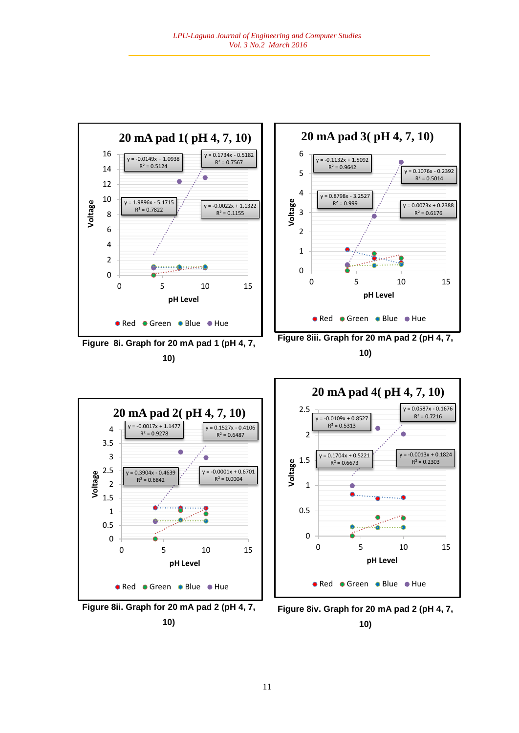**20 mA pad 1( pH 4, 7, 10)**

| Trendline | Equation | $R^2$ |
|---|---|---|
| | $y = -0.0149x + 1.0938$ | $R^2 = 0.5124$ |
| | $y = 0.1734x - 0.5182$ | $R^2 = 0.7567$ |
| | $y = 1.9896x - 5.1715$ | $R^2 = 0.7822$ |
| | $y = -0.0022x + 1.1322$ | $R^2 = 0.1155$ |

Voltage vs. pH Level — Red, Green, Blue, Hue

**Figure 8i. Graph for 20 mA pad 1 (pH 4, 7, 10)**

**20 mA pad 3( pH 4, 7, 10)**

| Trendline | Equation | $R^2$ |
|---|---|---|
| | $y = -0.1132x + 1.5092$ | $R^2 = 0.9642$ |
| | $y = 0.1076x - 0.2392$ | $R^2 = 0.5014$ |
| | $y = 0.8798x - 3.2527$ | $R^2 = 0.999$ |
| | $y = 0.0073x + 0.2388$ | $R^2 = 0.6176$ |

Voltage vs. pH Level — Red, Green, Blue, Hue

**Figure 8iii. Graph for 20 mA pad 2 (pH 4, 7, 10)**

**20 mA pad 2( pH 4, 7, 10)**

| Trendline | Equation | $R^2$ |
|---|---|---|
| | $y = -0.0017x + 1.1477$ | $R^2 = 0.9278$ |
| | $y = 0.1527x - 0.4106$ | $R^2 = 0.6487$ |
| | $y = 0.3904x - 0.4639$ | $R^2 = 0.6842$ |
| | $y = -0.0001x + 0.6701$ | $R^2 = 0.0004$ |

Voltage vs. pH Level — Red, Green, Blue, Hue

**Figure 8ii. Graph for 20 mA pad 2 (pH 4, 7, 10)**

**20 mA pad 4( pH 4, 7, 10)**

| Trendline | Equation | $R^2$ |
|---|---|---|
| | $y = -0.0109x + 0.8527$ | $R^2 = 0.5313$ |
| | $y = 0.0587x - 0.1676$ | $R^2 = 0.7216$ |
| | $y = 0.1704x + 0.5221$ | $R^2 = 0.6673$ |
| | $y = -0.0013x + 0.1824$ | $R^2 = 0.2303$ |

Voltage vs. pH Level — Red, Green, Blue, Hue

**Figure 8iv. Graph for 20 mA pad 2 (pH 4, 7, 10)**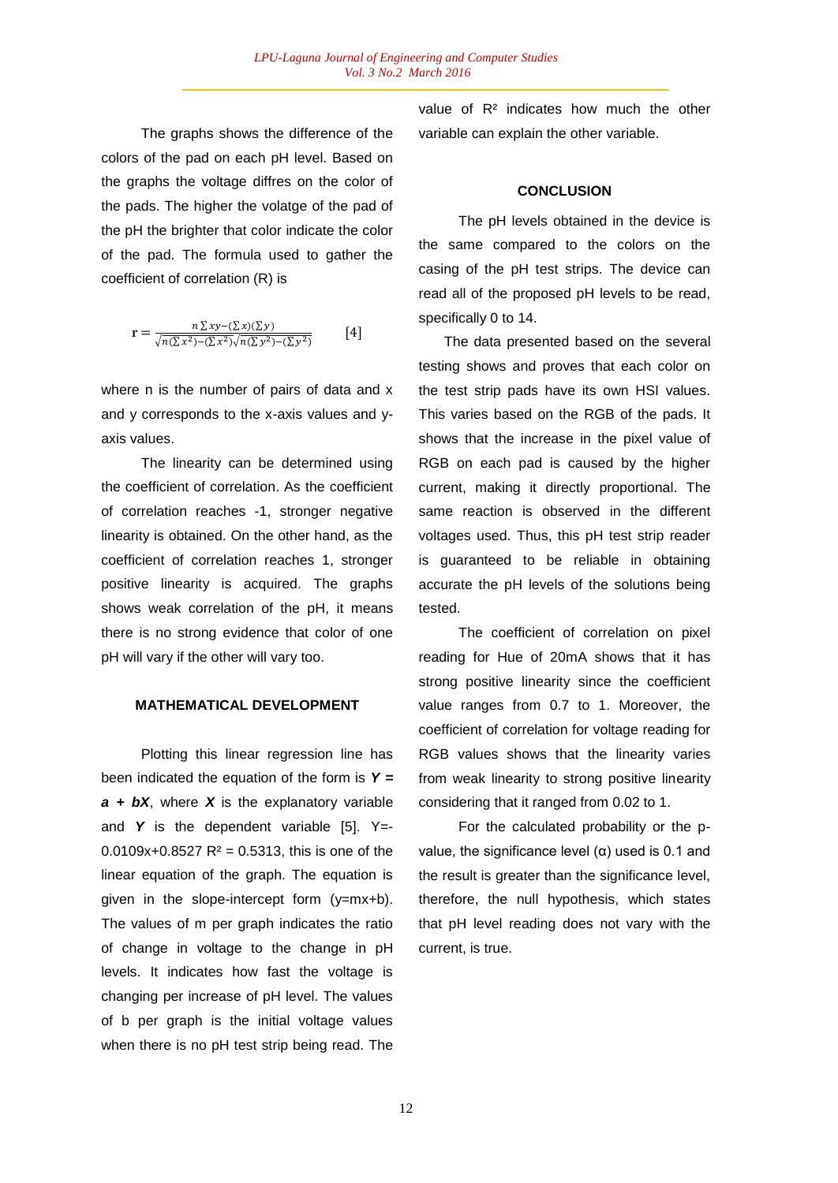The graphs shows the difference of the colors of the pad on each pH level. Based on the graphs the voltage diffres on the color of the pads. The higher the volatge of the pad of the pH the brighter that color indicate the color of the pad. The formula used to gather the coefficient of correlation (R) is

$$\mathbf{r} = \frac{n\sum xy - (\sum x)(\sum y)}{\sqrt{n(\sum x^2) - (\sum x^2)}\sqrt{n(\sum y^2) - (\sum y^2)}} \qquad [4]$$

where n is the number of pairs of data and x and y corresponds to the x-axis values and y-axis values.

The linearity can be determined using the coefficient of correlation. As the coefficient of correlation reaches -1, stronger negative linearity is obtained. On the other hand, as the coefficient of correlation reaches 1, stronger positive linearity is acquired. The graphs shows weak correlation of the pH, it means there is no strong evidence that color of one pH will vary if the other will vary too.

## MATHEMATICAL DEVELOPMENT

Plotting this linear regression line has been indicated the equation of the form is ***Y = a + bX***, where ***X*** is the explanatory variable and ***Y*** is the dependent variable [5]. $Y=-0.0109x+0.8527$ $R^2 = 0.5313$, this is one of the linear equation of the graph. The equation is given in the slope-intercept form ($y=mx+b$). The values of m per graph indicates the ratio of change in voltage to the change in pH levels. It indicates how fast the voltage is changing per increase of pH level. The values of b per graph is the initial voltage values when there is no pH test strip being read. The value of $R^2$ indicates how much the other variable can explain the other variable.

## CONCLUSION

The pH levels obtained in the device is the same compared to the colors on the casing of the pH test strips. The device can read all of the proposed pH levels to be read, specifically 0 to 14.

The data presented based on the several testing shows and proves that each color on the test strip pads have its own HSI values. This varies based on the RGB of the pads. It shows that the increase in the pixel value of RGB on each pad is caused by the higher current, making it directly proportional. The same reaction is observed in the different voltages used. Thus, this pH test strip reader is guaranteed to be reliable in obtaining accurate the pH levels of the solutions being tested.

The coefficient of correlation on pixel reading for Hue of 20mA shows that it has strong positive linearity since the coefficient value ranges from 0.7 to 1. Moreover, the coefficient of correlation for voltage reading for RGB values shows that the linearity varies from weak linearity to strong positive linearity considering that it ranged from 0.02 to 1.

For the calculated probability or the p-value, the significance level ($\alpha$) used is 0.1 and the result is greater than the significance level, therefore, the null hypothesis, which states that pH level reading does not vary with the current, is true.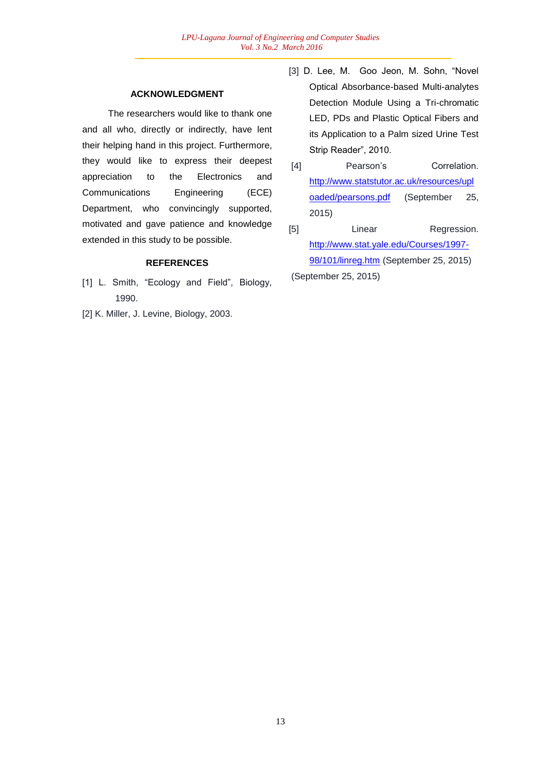## ACKNOWLEDGMENT

The researchers would like to thank one and all who, directly or indirectly, have lent their helping hand in this project. Furthermore, they would like to express their deepest appreciation to the Electronics and Communications Engineering (ECE) Department, who convincingly supported, motivated and gave patience and knowledge extended in this study to be possible.

## REFERENCES

[1] L. Smith, "Ecology and Field", Biology, 1990.

[2] K. Miller, J. Levine, Biology, 2003.

[3] D. Lee, M. Goo Jeon, M. Sohn, "Novel Optical Absorbance-based Multi-analytes Detection Module Using a Tri-chromatic LED, PDs and Plastic Optical Fibers and its Application to a Palm sized Urine Test Strip Reader", 2010.

[4] Pearson's Correlation. http://www.statstutor.ac.uk/resources/uploaded/pearsons.pdf (September 25, 2015)

[5] Linear Regression. http://www.stat.yale.edu/Courses/1997-98/101/linreg.htm (September 25, 2015) (September 25, 2015)